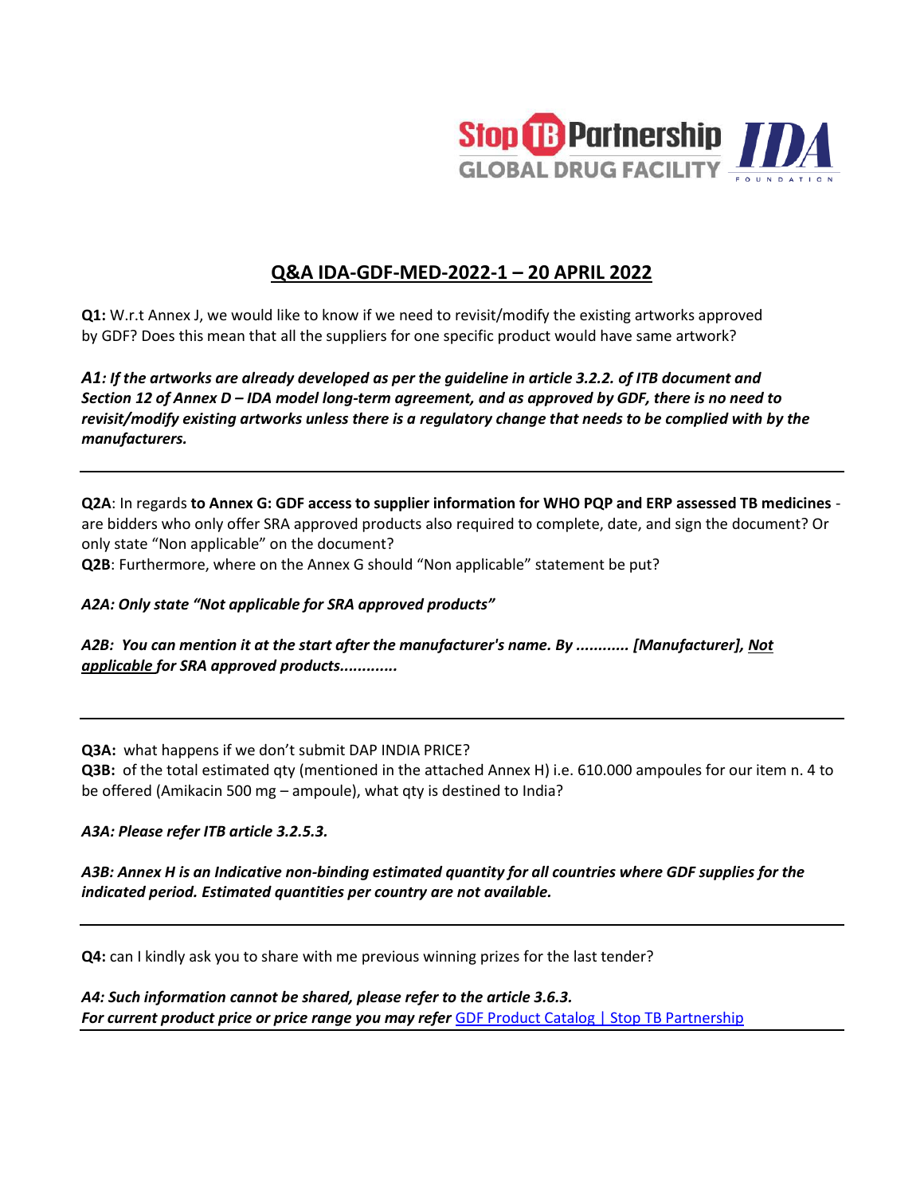## Q&A IDA-GDF-MED-2022-1 – 20 APRIL 2022

**Q1:** W.r.t Annex J, we would like to know if we need to revisit/modify the existing artworks approved by GDF? Does this mean that all the suppliers for one specific product would have same artwork?

***A1: If the artworks are already developed as per the guideline in article 3.2.2. of ITB document and Section 12 of Annex D – IDA model long-term agreement, and as approved by GDF, there is no need to revisit/modify existing artworks unless there is a regulatory change that needs to be complied with by the manufacturers.***

---

**Q2A**: In regards **to Annex G: GDF access to supplier information for WHO PQP and ERP assessed TB medicines** - are bidders who only offer SRA approved products also required to complete, date, and sign the document? Or only state "Non applicable" on the document?

**Q2B**: Furthermore, where on the Annex G should "Non applicable" statement be put?

***A2A: Only state "Not applicable for SRA approved products"***

***A2B: You can mention it at the start after the manufacturer's name. By ............ [Manufacturer], Not applicable for SRA approved products.............***

---

**Q3A:** what happens if we don't submit DAP INDIA PRICE?

**Q3B:** of the total estimated qty (mentioned in the attached Annex H) i.e. 610.000 ampoules for our item n. 4 to be offered (Amikacin 500 mg – ampoule), what qty is destined to India?

***A3A: Please refer ITB article 3.2.5.3.***

***A3B: Annex H is an Indicative non-binding estimated quantity for all countries where GDF supplies for the indicated period. Estimated quantities per country are not available.***

---

**Q4:** can I kindly ask you to share with me previous winning prizes for the last tender?

***A4: Such information cannot be shared, please refer to the article 3.6.3.***
***For current product price or price range you may refer*** GDF Product Catalog | Stop TB Partnership

---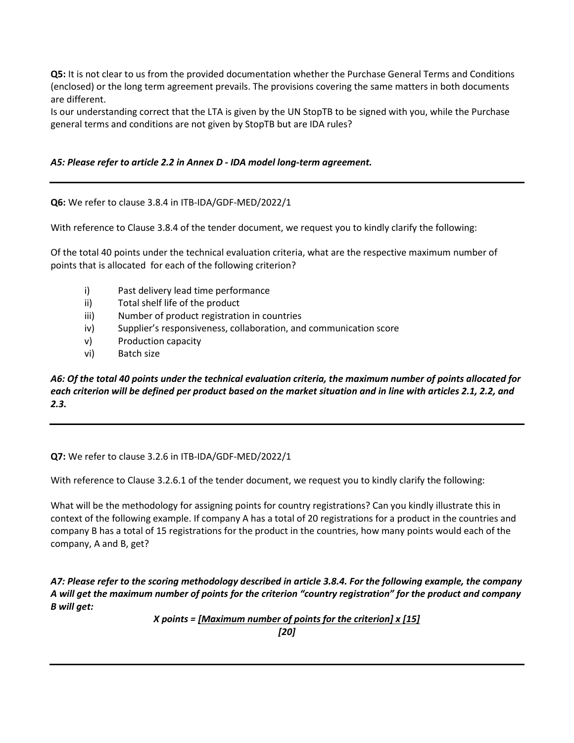**Q5:** It is not clear to us from the provided documentation whether the Purchase General Terms and Conditions (enclosed) or the long term agreement prevails. The provisions covering the same matters in both documents are different.

Is our understanding correct that the LTA is given by the UN StopTB to be signed with you, while the Purchase general terms and conditions are not given by StopTB but are IDA rules?

***A5: Please refer to article 2.2 in Annex D - IDA model long-term agreement.***

---

**Q6:** We refer to clause 3.8.4 in ITB-IDA/GDF-MED/2022/1

With reference to Clause 3.8.4 of the tender document, we request you to kindly clarify the following:

Of the total 40 points under the technical evaluation criteria, what are the respective maximum number of points that is allocated for each of the following criterion?

- i) Past delivery lead time performance
- ii) Total shelf life of the product
- iii) Number of product registration in countries
- iv) Supplier's responsiveness, collaboration, and communication score
- v) Production capacity
- vi) Batch size

***A6: Of the total 40 points under the technical evaluation criteria, the maximum number of points allocated for each criterion will be defined per product based on the market situation and in line with articles 2.1, 2.2, and 2.3.***

---

**Q7:** We refer to clause 3.2.6 in ITB-IDA/GDF-MED/2022/1

With reference to Clause 3.2.6.1 of the tender document, we request you to kindly clarify the following:

What will be the methodology for assigning points for country registrations? Can you kindly illustrate this in context of the following example. If company A has a total of 20 registrations for a product in the countries and company B has a total of 15 registrations for the product in the countries, how many points would each of the company, A and B, get?

***A7: Please refer to the scoring methodology described in article 3.8.4. For the following example, the company A will get the maximum number of points for the criterion "country registration" for the product and company B will get:***

$$X \text{ points} = \frac{[\text{Maximum number of points for the criterion}] \times [15]}{[20]}$$

---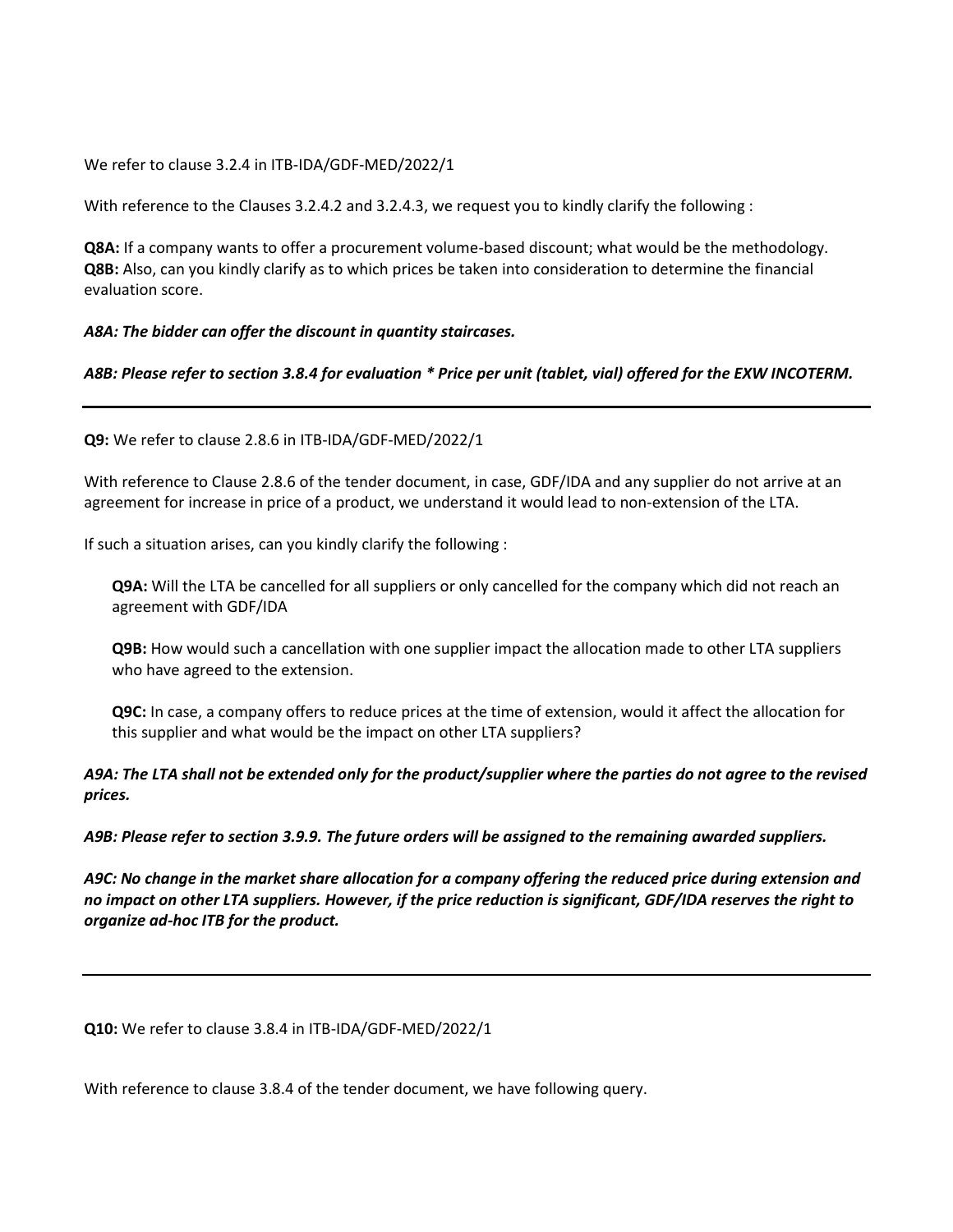We refer to clause 3.2.4 in ITB-IDA/GDF-MED/2022/1

With reference to the Clauses 3.2.4.2 and 3.2.4.3, we request you to kindly clarify the following :

**Q8A:** If a company wants to offer a procurement volume-based discount; what would be the methodology.
**Q8B:** Also, can you kindly clarify as to which prices be taken into consideration to determine the financial evaluation score.

***A8A: The bidder can offer the discount in quantity staircases.***

***A8B: Please refer to section 3.8.4 for evaluation * Price per unit (tablet, vial) offered for the EXW INCOTERM.***

---

**Q9:** We refer to clause 2.8.6 in ITB-IDA/GDF-MED/2022/1

With reference to Clause 2.8.6 of the tender document, in case, GDF/IDA and any supplier do not arrive at an agreement for increase in price of a product, we understand it would lead to non-extension of the LTA.

If such a situation arises, can you kindly clarify the following :

> **Q9A:** Will the LTA be cancelled for all suppliers or only cancelled for the company which did not reach an agreement with GDF/IDA
>
> **Q9B:** How would such a cancellation with one supplier impact the allocation made to other LTA suppliers who have agreed to the extension.
>
> **Q9C:** In case, a company offers to reduce prices at the time of extension, would it affect the allocation for this supplier and what would be the impact on other LTA suppliers?

***A9A: The LTA shall not be extended only for the product/supplier where the parties do not agree to the revised prices.***

***A9B: Please refer to section 3.9.9. The future orders will be assigned to the remaining awarded suppliers.***

***A9C: No change in the market share allocation for a company offering the reduced price during extension and no impact on other LTA suppliers. However, if the price reduction is significant, GDF/IDA reserves the right to organize ad-hoc ITB for the product.***

---

**Q10:** We refer to clause 3.8.4 in ITB-IDA/GDF-MED/2022/1

With reference to clause 3.8.4 of the tender document, we have following query.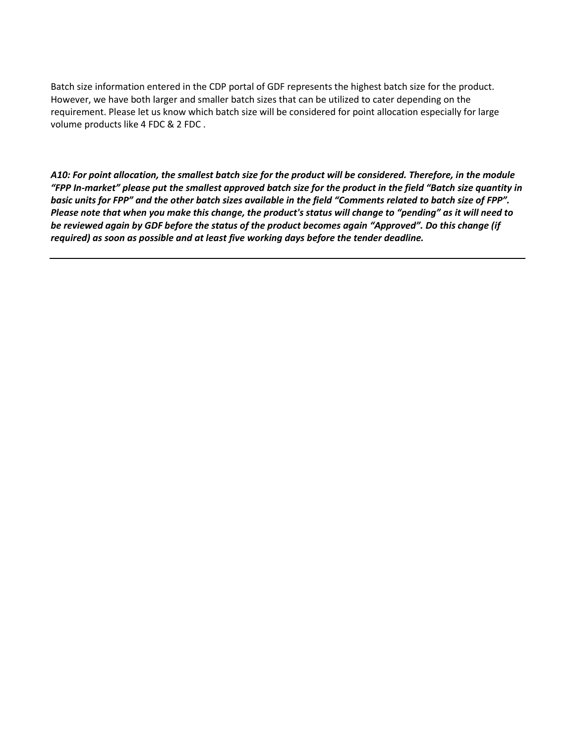Batch size information entered in the CDP portal of GDF represents the highest batch size for the product. However, we have both larger and smaller batch sizes that can be utilized to cater depending on the requirement. Please let us know which batch size will be considered for point allocation especially for large volume products like 4 FDC & 2 FDC .

***A10: For point allocation, the smallest batch size for the product will be considered. Therefore, in the module "FPP In-market" please put the smallest approved batch size for the product in the field "Batch size quantity in basic units for FPP" and the other batch sizes available in the field "Comments related to batch size of FPP". Please note that when you make this change, the product's status will change to "pending" as it will need to be reviewed again by GDF before the status of the product becomes again "Approved". Do this change (if required) as soon as possible and at least five working days before the tender deadline.***

---